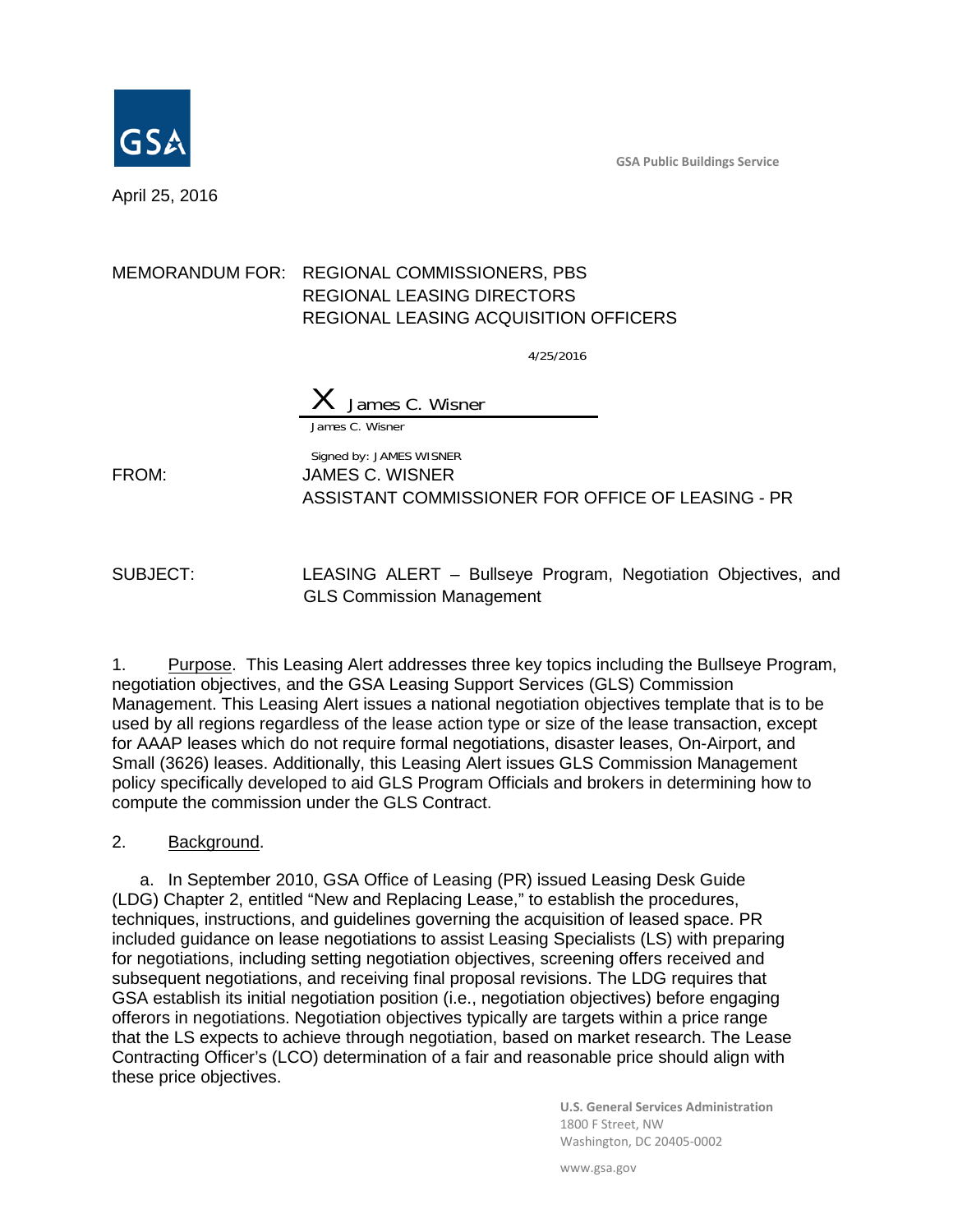GSA

GSA Public Buildings Service

April 25, 2016

MEMORANDUM FOR: REGIONAL COMMISSIONERS, PBS
REGIONAL LEASING DIRECTORS
REGIONAL LEASING ACQUISITION OFFICERS

4/25/2016

X James C. Wisner

James C. Wisner

Signed by: JAMES WISNER

FROM: JAMES C. WISNER
ASSISTANT COMMISSIONER FOR OFFICE OF LEASING - PR

SUBJECT: LEASING ALERT – Bullseye Program, Negotiation Objectives, and GLS Commission Management

1. Purpose. This Leasing Alert addresses three key topics including the Bullseye Program, negotiation objectives, and the GSA Leasing Support Services (GLS) Commission Management. This Leasing Alert issues a national negotiation objectives template that is to be used by all regions regardless of the lease action type or size of the lease transaction, except for AAAP leases which do not require formal negotiations, disaster leases, On-Airport, and Small (3626) leases. Additionally, this Leasing Alert issues GLS Commission Management policy specifically developed to aid GLS Program Officials and brokers in determining how to compute the commission under the GLS Contract.

2. Background.

a. In September 2010, GSA Office of Leasing (PR) issued Leasing Desk Guide (LDG) Chapter 2, entitled "New and Replacing Lease," to establish the procedures, techniques, instructions, and guidelines governing the acquisition of leased space. PR included guidance on lease negotiations to assist Leasing Specialists (LS) with preparing for negotiations, including setting negotiation objectives, screening offers received and subsequent negotiations, and receiving final proposal revisions. The LDG requires that GSA establish its initial negotiation position (i.e., negotiation objectives) before engaging offerors in negotiations. Negotiation objectives typically are targets within a price range that the LS expects to achieve through negotiation, based on market research. The Lease Contracting Officer's (LCO) determination of a fair and reasonable price should align with these price objectives.

U.S. General Services Administration
1800 F Street, NW
Washington, DC 20405-0002

www.gsa.gov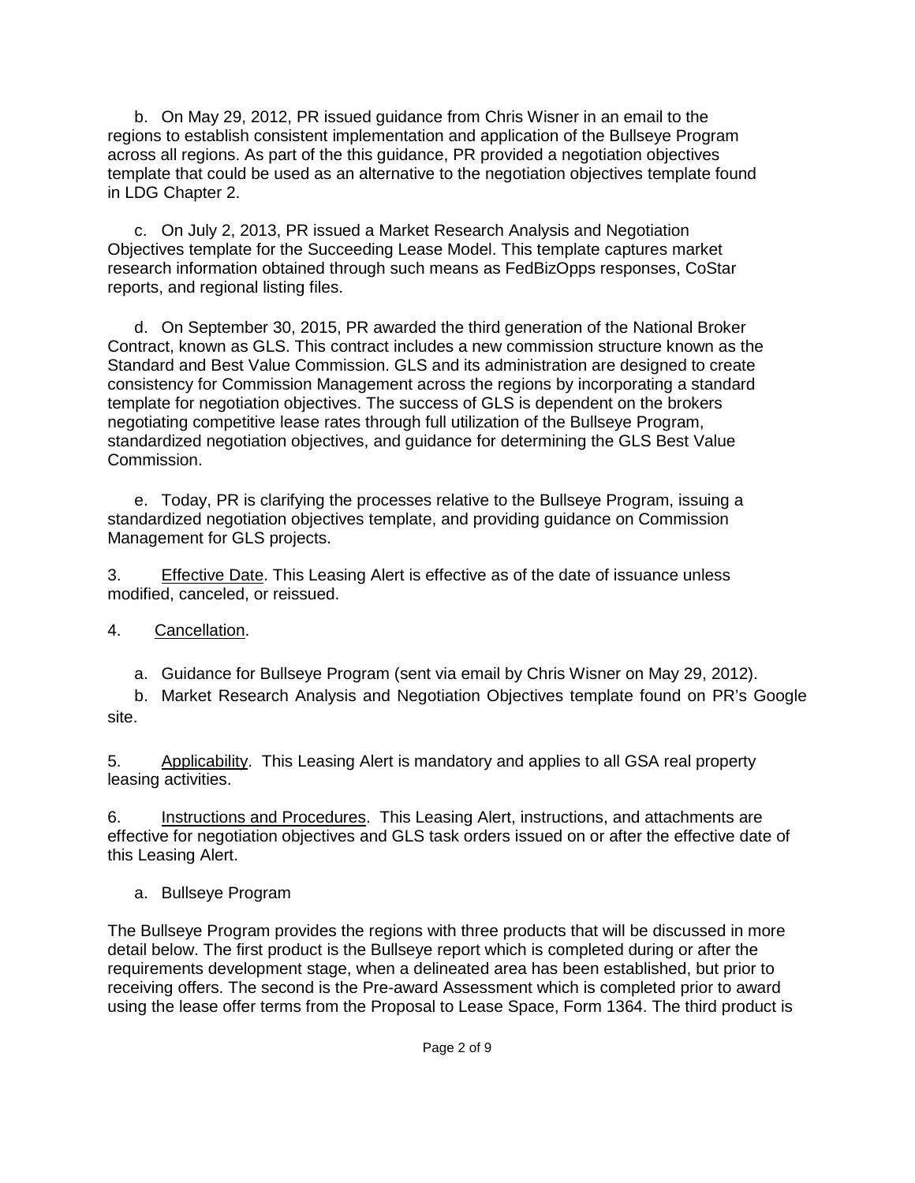b. On May 29, 2012, PR issued guidance from Chris Wisner in an email to the regions to establish consistent implementation and application of the Bullseye Program across all regions. As part of the this guidance, PR provided a negotiation objectives template that could be used as an alternative to the negotiation objectives template found in LDG Chapter 2.

c. On July 2, 2013, PR issued a Market Research Analysis and Negotiation Objectives template for the Succeeding Lease Model. This template captures market research information obtained through such means as FedBizOpps responses, CoStar reports, and regional listing files.

d. On September 30, 2015, PR awarded the third generation of the National Broker Contract, known as GLS. This contract includes a new commission structure known as the Standard and Best Value Commission. GLS and its administration are designed to create consistency for Commission Management across the regions by incorporating a standard template for negotiation objectives. The success of GLS is dependent on the brokers negotiating competitive lease rates through full utilization of the Bullseye Program, standardized negotiation objectives, and guidance for determining the GLS Best Value Commission.

e. Today, PR is clarifying the processes relative to the Bullseye Program, issuing a standardized negotiation objectives template, and providing guidance on Commission Management for GLS projects.

3. Effective Date. This Leasing Alert is effective as of the date of issuance unless modified, canceled, or reissued.

4. Cancellation.

a. Guidance for Bullseye Program (sent via email by Chris Wisner on May 29, 2012).

b. Market Research Analysis and Negotiation Objectives template found on PR's Google site.

5. Applicability. This Leasing Alert is mandatory and applies to all GSA real property leasing activities.

6. Instructions and Procedures. This Leasing Alert, instructions, and attachments are effective for negotiation objectives and GLS task orders issued on or after the effective date of this Leasing Alert.

a. Bullseye Program

The Bullseye Program provides the regions with three products that will be discussed in more detail below. The first product is the Bullseye report which is completed during or after the requirements development stage, when a delineated area has been established, but prior to receiving offers. The second is the Pre-award Assessment which is completed prior to award using the lease offer terms from the Proposal to Lease Space, Form 1364. The third product is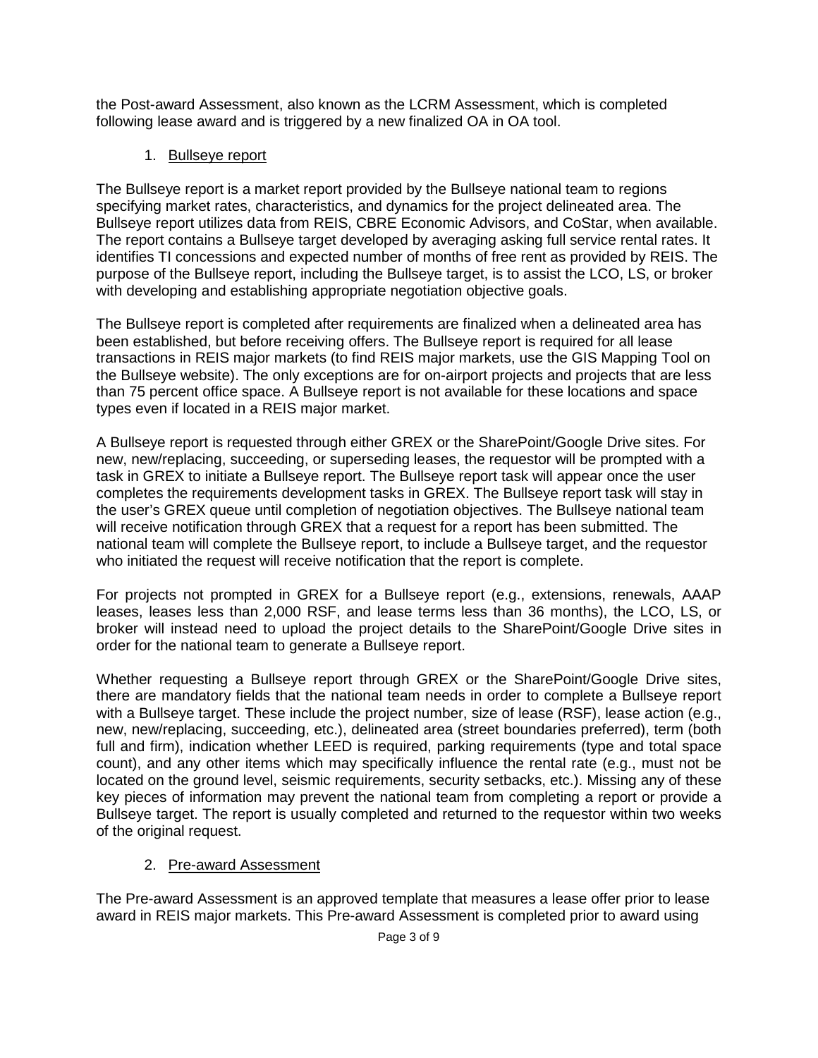the Post-award Assessment, also known as the LCRM Assessment, which is completed following lease award and is triggered by a new finalized OA in OA tool.

1. Bullseye report

The Bullseye report is a market report provided by the Bullseye national team to regions specifying market rates, characteristics, and dynamics for the project delineated area. The Bullseye report utilizes data from REIS, CBRE Economic Advisors, and CoStar, when available. The report contains a Bullseye target developed by averaging asking full service rental rates. It identifies TI concessions and expected number of months of free rent as provided by REIS. The purpose of the Bullseye report, including the Bullseye target, is to assist the LCO, LS, or broker with developing and establishing appropriate negotiation objective goals.

The Bullseye report is completed after requirements are finalized when a delineated area has been established, but before receiving offers. The Bullseye report is required for all lease transactions in REIS major markets (to find REIS major markets, use the GIS Mapping Tool on the Bullseye website). The only exceptions are for on-airport projects and projects that are less than 75 percent office space. A Bullseye report is not available for these locations and space types even if located in a REIS major market.

A Bullseye report is requested through either GREX or the SharePoint/Google Drive sites. For new, new/replacing, succeeding, or superseding leases, the requestor will be prompted with a task in GREX to initiate a Bullseye report. The Bullseye report task will appear once the user completes the requirements development tasks in GREX. The Bullseye report task will stay in the user's GREX queue until completion of negotiation objectives. The Bullseye national team will receive notification through GREX that a request for a report has been submitted. The national team will complete the Bullseye report, to include a Bullseye target, and the requestor who initiated the request will receive notification that the report is complete.

For projects not prompted in GREX for a Bullseye report (e.g., extensions, renewals, AAAP leases, leases less than 2,000 RSF, and lease terms less than 36 months), the LCO, LS, or broker will instead need to upload the project details to the SharePoint/Google Drive sites in order for the national team to generate a Bullseye report.

Whether requesting a Bullseye report through GREX or the SharePoint/Google Drive sites, there are mandatory fields that the national team needs in order to complete a Bullseye report with a Bullseye target. These include the project number, size of lease (RSF), lease action (e.g., new, new/replacing, succeeding, etc.), delineated area (street boundaries preferred), term (both full and firm), indication whether LEED is required, parking requirements (type and total space count), and any other items which may specifically influence the rental rate (e.g., must not be located on the ground level, seismic requirements, security setbacks, etc.). Missing any of these key pieces of information may prevent the national team from completing a report or provide a Bullseye target. The report is usually completed and returned to the requestor within two weeks of the original request.

2. Pre-award Assessment

The Pre-award Assessment is an approved template that measures a lease offer prior to lease award in REIS major markets. This Pre-award Assessment is completed prior to award using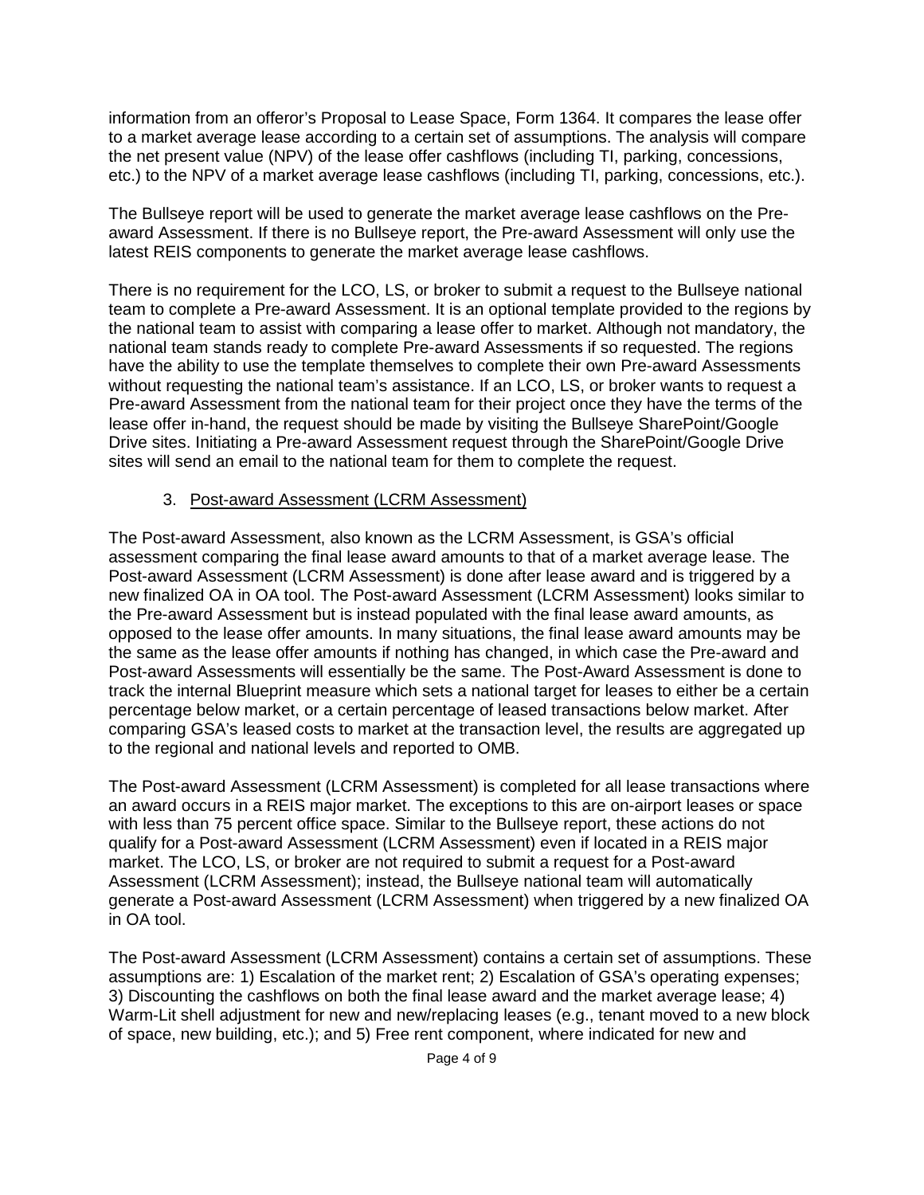information from an offeror's Proposal to Lease Space, Form 1364. It compares the lease offer to a market average lease according to a certain set of assumptions. The analysis will compare the net present value (NPV) of the lease offer cashflows (including TI, parking, concessions, etc.) to the NPV of a market average lease cashflows (including TI, parking, concessions, etc.).

The Bullseye report will be used to generate the market average lease cashflows on the Pre-award Assessment. If there is no Bullseye report, the Pre-award Assessment will only use the latest REIS components to generate the market average lease cashflows.

There is no requirement for the LCO, LS, or broker to submit a request to the Bullseye national team to complete a Pre-award Assessment. It is an optional template provided to the regions by the national team to assist with comparing a lease offer to market. Although not mandatory, the national team stands ready to complete Pre-award Assessments if so requested. The regions have the ability to use the template themselves to complete their own Pre-award Assessments without requesting the national team's assistance. If an LCO, LS, or broker wants to request a Pre-award Assessment from the national team for their project once they have the terms of the lease offer in-hand, the request should be made by visiting the Bullseye SharePoint/Google Drive sites. Initiating a Pre-award Assessment request through the SharePoint/Google Drive sites will send an email to the national team for them to complete the request.

3. Post-award Assessment (LCRM Assessment)

The Post-award Assessment, also known as the LCRM Assessment, is GSA's official assessment comparing the final lease award amounts to that of a market average lease. The Post-award Assessment (LCRM Assessment) is done after lease award and is triggered by a new finalized OA in OA tool. The Post-award Assessment (LCRM Assessment) looks similar to the Pre-award Assessment but is instead populated with the final lease award amounts, as opposed to the lease offer amounts. In many situations, the final lease award amounts may be the same as the lease offer amounts if nothing has changed, in which case the Pre-award and Post-award Assessments will essentially be the same. The Post-Award Assessment is done to track the internal Blueprint measure which sets a national target for leases to either be a certain percentage below market, or a certain percentage of leased transactions below market. After comparing GSA's leased costs to market at the transaction level, the results are aggregated up to the regional and national levels and reported to OMB.

The Post-award Assessment (LCRM Assessment) is completed for all lease transactions where an award occurs in a REIS major market. The exceptions to this are on-airport leases or space with less than 75 percent office space. Similar to the Bullseye report, these actions do not qualify for a Post-award Assessment (LCRM Assessment) even if located in a REIS major market. The LCO, LS, or broker are not required to submit a request for a Post-award Assessment (LCRM Assessment); instead, the Bullseye national team will automatically generate a Post-award Assessment (LCRM Assessment) when triggered by a new finalized OA in OA tool.

The Post-award Assessment (LCRM Assessment) contains a certain set of assumptions. These assumptions are: 1) Escalation of the market rent; 2) Escalation of GSA's operating expenses; 3) Discounting the cashflows on both the final lease award and the market average lease; 4) Warm-Lit shell adjustment for new and new/replacing leases (e.g., tenant moved to a new block of space, new building, etc.); and 5) Free rent component, where indicated for new and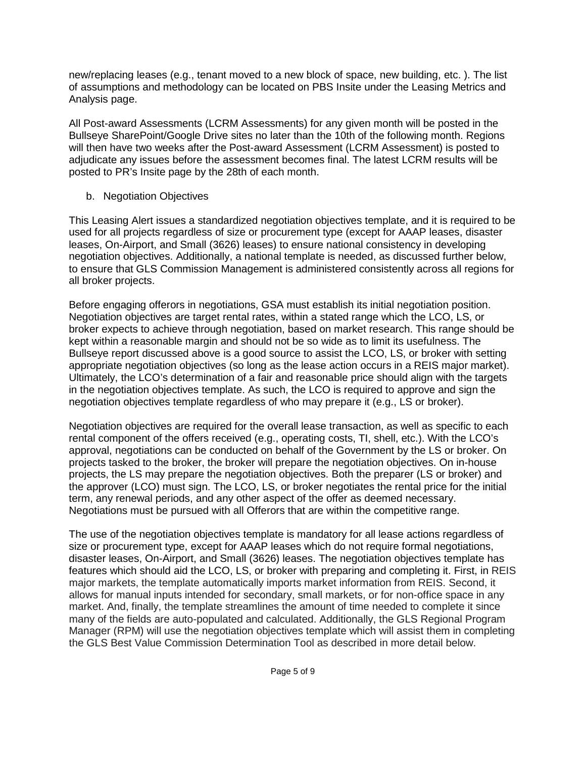new/replacing leases (e.g., tenant moved to a new block of space, new building, etc. ). The list of assumptions and methodology can be located on PBS Insite under the Leasing Metrics and Analysis page.

All Post-award Assessments (LCRM Assessments) for any given month will be posted in the Bullseye SharePoint/Google Drive sites no later than the 10th of the following month. Regions will then have two weeks after the Post-award Assessment (LCRM Assessment) is posted to adjudicate any issues before the assessment becomes final. The latest LCRM results will be posted to PR's Insite page by the 28th of each month.

b. Negotiation Objectives

This Leasing Alert issues a standardized negotiation objectives template, and it is required to be used for all projects regardless of size or procurement type (except for AAAP leases, disaster leases, On-Airport, and Small (3626) leases) to ensure national consistency in developing negotiation objectives. Additionally, a national template is needed, as discussed further below, to ensure that GLS Commission Management is administered consistently across all regions for all broker projects.

Before engaging offerors in negotiations, GSA must establish its initial negotiation position. Negotiation objectives are target rental rates, within a stated range which the LCO, LS, or broker expects to achieve through negotiation, based on market research. This range should be kept within a reasonable margin and should not be so wide as to limit its usefulness. The Bullseye report discussed above is a good source to assist the LCO, LS, or broker with setting appropriate negotiation objectives (so long as the lease action occurs in a REIS major market). Ultimately, the LCO's determination of a fair and reasonable price should align with the targets in the negotiation objectives template. As such, the LCO is required to approve and sign the negotiation objectives template regardless of who may prepare it (e.g., LS or broker).

Negotiation objectives are required for the overall lease transaction, as well as specific to each rental component of the offers received (e.g., operating costs, TI, shell, etc.). With the LCO's approval, negotiations can be conducted on behalf of the Government by the LS or broker. On projects tasked to the broker, the broker will prepare the negotiation objectives. On in-house projects, the LS may prepare the negotiation objectives. Both the preparer (LS or broker) and the approver (LCO) must sign. The LCO, LS, or broker negotiates the rental price for the initial term, any renewal periods, and any other aspect of the offer as deemed necessary. Negotiations must be pursued with all Offerors that are within the competitive range.

The use of the negotiation objectives template is mandatory for all lease actions regardless of size or procurement type, except for AAAP leases which do not require formal negotiations, disaster leases, On-Airport, and Small (3626) leases. The negotiation objectives template has features which should aid the LCO, LS, or broker with preparing and completing it. First, in REIS major markets, the template automatically imports market information from REIS. Second, it allows for manual inputs intended for secondary, small markets, or for non-office space in any market. And, finally, the template streamlines the amount of time needed to complete it since many of the fields are auto-populated and calculated. Additionally, the GLS Regional Program Manager (RPM) will use the negotiation objectives template which will assist them in completing the GLS Best Value Commission Determination Tool as described in more detail below.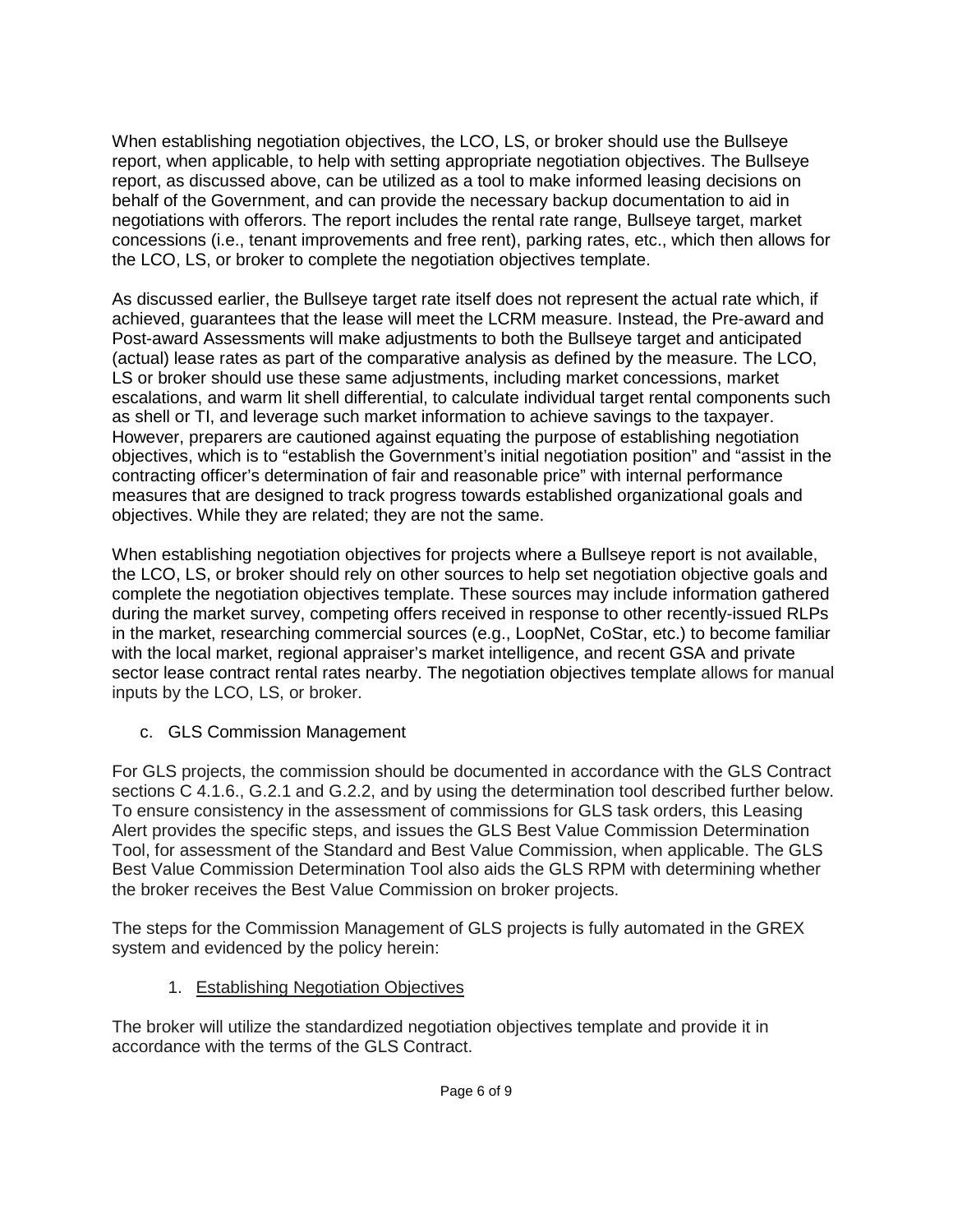When establishing negotiation objectives, the LCO, LS, or broker should use the Bullseye report, when applicable, to help with setting appropriate negotiation objectives. The Bullseye report, as discussed above, can be utilized as a tool to make informed leasing decisions on behalf of the Government, and can provide the necessary backup documentation to aid in negotiations with offerors. The report includes the rental rate range, Bullseye target, market concessions (i.e., tenant improvements and free rent), parking rates, etc., which then allows for the LCO, LS, or broker to complete the negotiation objectives template.

As discussed earlier, the Bullseye target rate itself does not represent the actual rate which, if achieved, guarantees that the lease will meet the LCRM measure. Instead, the Pre-award and Post-award Assessments will make adjustments to both the Bullseye target and anticipated (actual) lease rates as part of the comparative analysis as defined by the measure. The LCO, LS or broker should use these same adjustments, including market concessions, market escalations, and warm lit shell differential, to calculate individual target rental components such as shell or TI, and leverage such market information to achieve savings to the taxpayer. However, preparers are cautioned against equating the purpose of establishing negotiation objectives, which is to "establish the Government's initial negotiation position" and "assist in the contracting officer's determination of fair and reasonable price" with internal performance measures that are designed to track progress towards established organizational goals and objectives. While they are related; they are not the same.

When establishing negotiation objectives for projects where a Bullseye report is not available, the LCO, LS, or broker should rely on other sources to help set negotiation objective goals and complete the negotiation objectives template. These sources may include information gathered during the market survey, competing offers received in response to other recently-issued RLPs in the market, researching commercial sources (e.g., LoopNet, CoStar, etc.) to become familiar with the local market, regional appraiser's market intelligence, and recent GSA and private sector lease contract rental rates nearby. The negotiation objectives template allows for manual inputs by the LCO, LS, or broker.

c. GLS Commission Management

For GLS projects, the commission should be documented in accordance with the GLS Contract sections C 4.1.6., G.2.1 and G.2.2, and by using the determination tool described further below. To ensure consistency in the assessment of commissions for GLS task orders, this Leasing Alert provides the specific steps, and issues the GLS Best Value Commission Determination Tool, for assessment of the Standard and Best Value Commission, when applicable. The GLS Best Value Commission Determination Tool also aids the GLS RPM with determining whether the broker receives the Best Value Commission on broker projects.

The steps for the Commission Management of GLS projects is fully automated in the GREX system and evidenced by the policy herein:

1. Establishing Negotiation Objectives

The broker will utilize the standardized negotiation objectives template and provide it in accordance with the terms of the GLS Contract.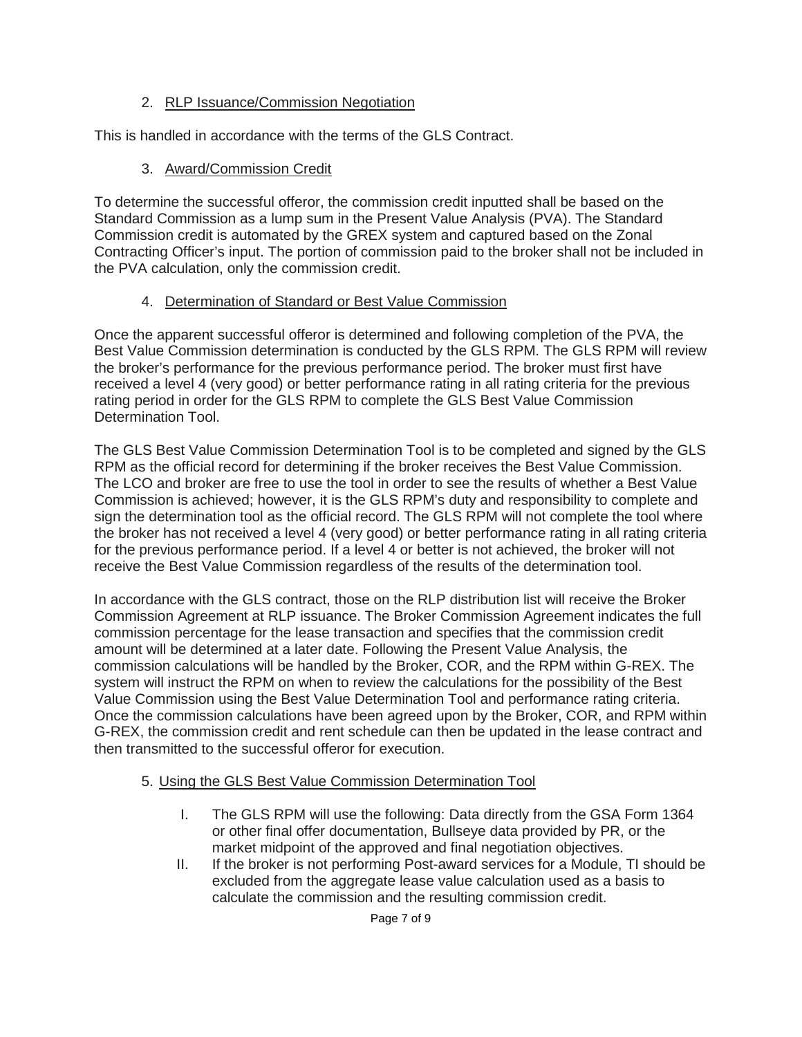2. RLP Issuance/Commission Negotiation

This is handled in accordance with the terms of the GLS Contract.

3. Award/Commission Credit

To determine the successful offeror, the commission credit inputted shall be based on the Standard Commission as a lump sum in the Present Value Analysis (PVA). The Standard Commission credit is automated by the GREX system and captured based on the Zonal Contracting Officer's input. The portion of commission paid to the broker shall not be included in the PVA calculation, only the commission credit.

4. Determination of Standard or Best Value Commission

Once the apparent successful offeror is determined and following completion of the PVA, the Best Value Commission determination is conducted by the GLS RPM. The GLS RPM will review the broker's performance for the previous performance period. The broker must first have received a level 4 (very good) or better performance rating in all rating criteria for the previous rating period in order for the GLS RPM to complete the GLS Best Value Commission Determination Tool.

The GLS Best Value Commission Determination Tool is to be completed and signed by the GLS RPM as the official record for determining if the broker receives the Best Value Commission. The LCO and broker are free to use the tool in order to see the results of whether a Best Value Commission is achieved; however, it is the GLS RPM's duty and responsibility to complete and sign the determination tool as the official record. The GLS RPM will not complete the tool where the broker has not received a level 4 (very good) or better performance rating in all rating criteria for the previous performance period. If a level 4 or better is not achieved, the broker will not receive the Best Value Commission regardless of the results of the determination tool.

In accordance with the GLS contract, those on the RLP distribution list will receive the Broker Commission Agreement at RLP issuance. The Broker Commission Agreement indicates the full commission percentage for the lease transaction and specifies that the commission credit amount will be determined at a later date. Following the Present Value Analysis, the commission calculations will be handled by the Broker, COR, and the RPM within G-REX. The system will instruct the RPM on when to review the calculations for the possibility of the Best Value Commission using the Best Value Determination Tool and performance rating criteria. Once the commission calculations have been agreed upon by the Broker, COR, and RPM within G-REX, the commission credit and rent schedule can then be updated in the lease contract and then transmitted to the successful offeror for execution.

5. Using the GLS Best Value Commission Determination Tool

I. The GLS RPM will use the following: Data directly from the GSA Form 1364 or other final offer documentation, Bullseye data provided by PR, or the market midpoint of the approved and final negotiation objectives.

II. If the broker is not performing Post-award services for a Module, TI should be excluded from the aggregate lease value calculation used as a basis to calculate the commission and the resulting commission credit.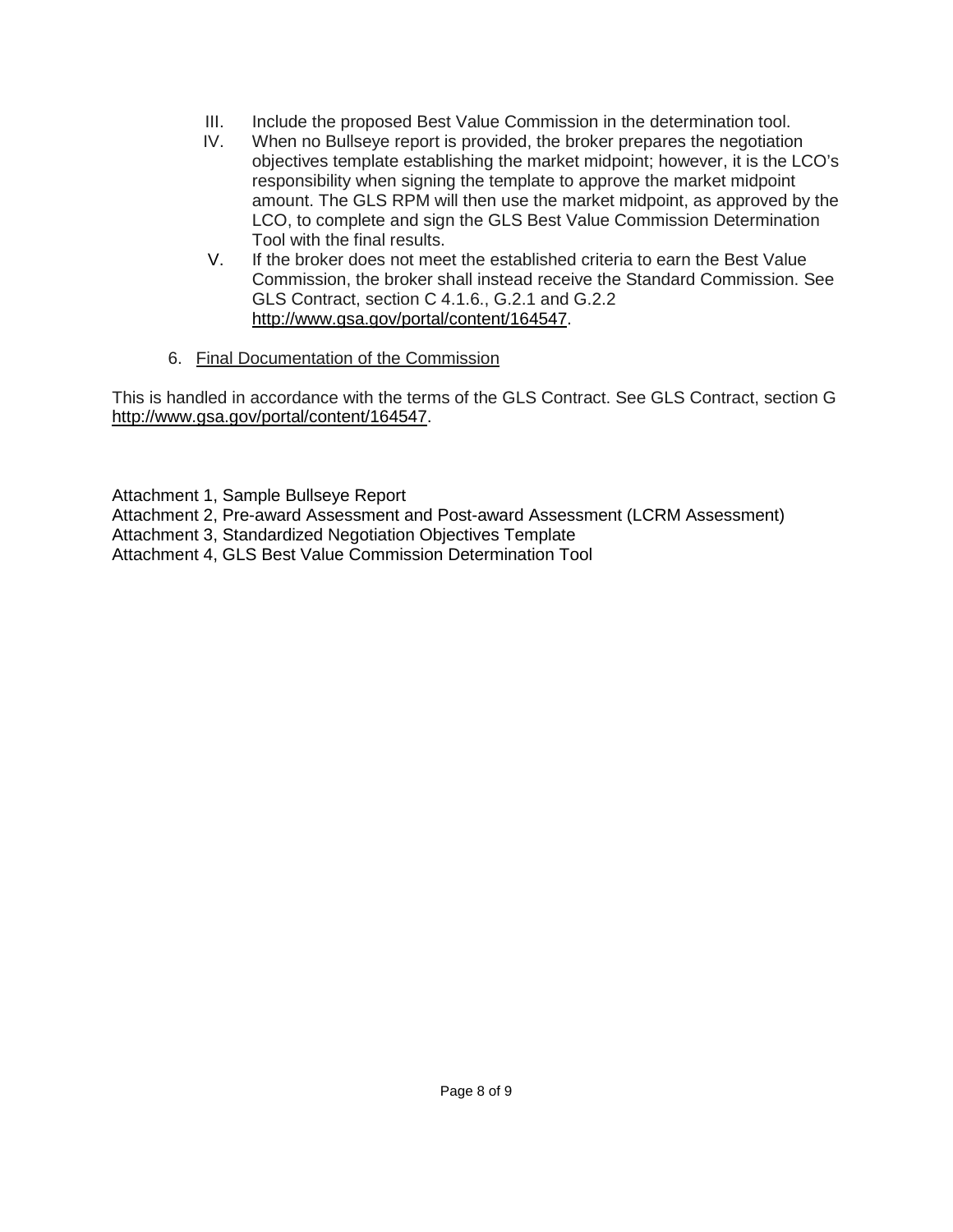III. Include the proposed Best Value Commission in the determination tool.

IV. When no Bullseye report is provided, the broker prepares the negotiation objectives template establishing the market midpoint; however, it is the LCO's responsibility when signing the template to approve the market midpoint amount. The GLS RPM will then use the market midpoint, as approved by the LCO, to complete and sign the GLS Best Value Commission Determination Tool with the final results.

V. If the broker does not meet the established criteria to earn the Best Value Commission, the broker shall instead receive the Standard Commission. See GLS Contract, section C 4.1.6., G.2.1 and G.2.2 http://www.gsa.gov/portal/content/164547.

6. Final Documentation of the Commission

This is handled in accordance with the terms of the GLS Contract. See GLS Contract, section G http://www.gsa.gov/portal/content/164547.

Attachment 1, Sample Bullseye Report
Attachment 2, Pre-award Assessment and Post-award Assessment (LCRM Assessment)
Attachment 3, Standardized Negotiation Objectives Template
Attachment 4, GLS Best Value Commission Determination Tool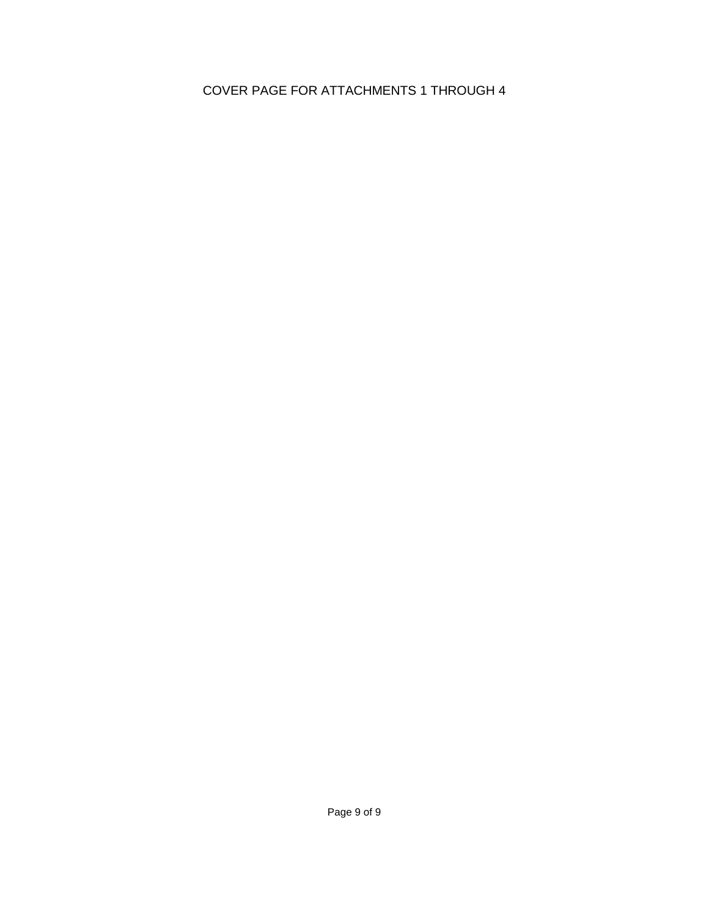COVER PAGE FOR ATTACHMENTS 1 THROUGH 4